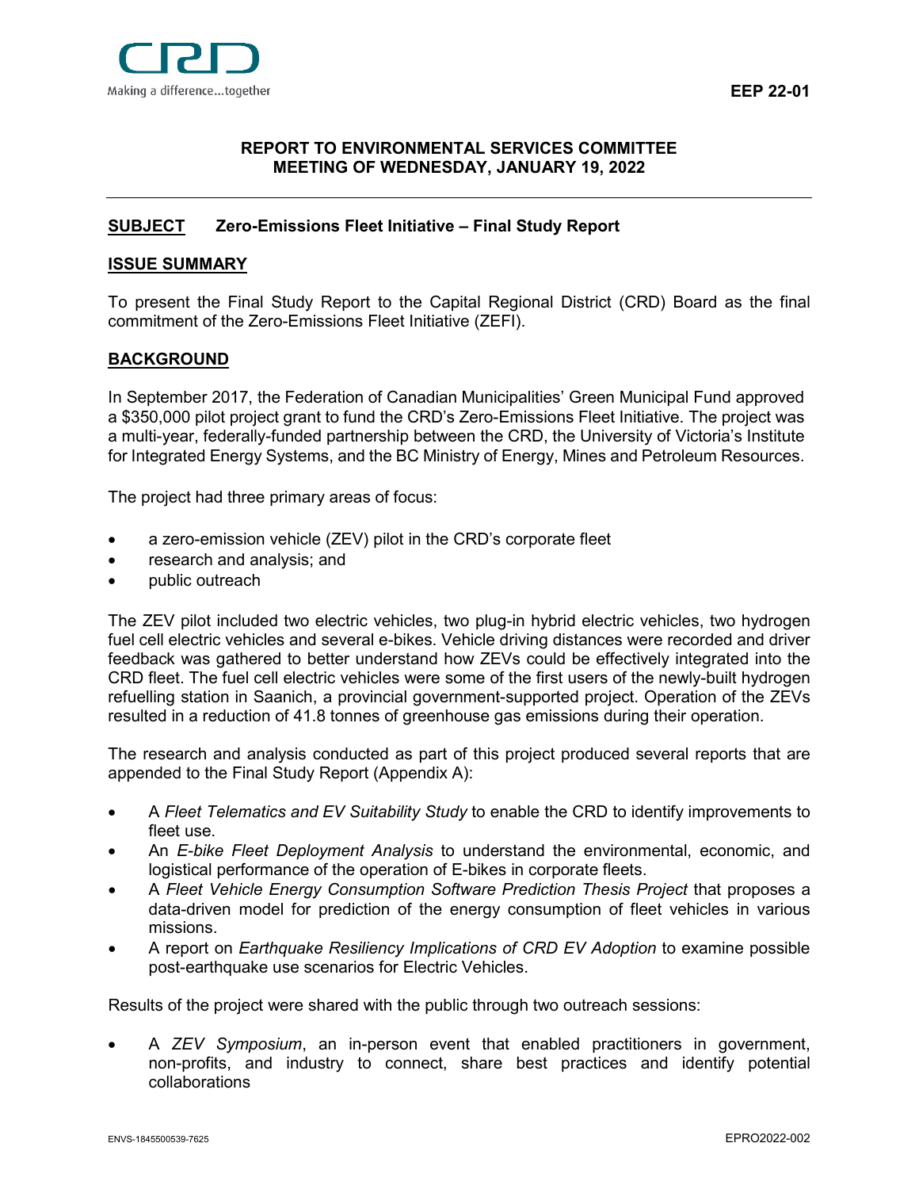EEP 22-01

**REPORT TO ENVIRONMENTAL SERVICES COMMITTEE**
**MEETING OF WEDNESDAY, JANUARY 19, 2022**

---

**SUBJECT** **Zero-Emissions Fleet Initiative – Final Study Report**

## ISSUE SUMMARY

To present the Final Study Report to the Capital Regional District (CRD) Board as the final commitment of the Zero-Emissions Fleet Initiative (ZEFI).

## BACKGROUND

In September 2017, the Federation of Canadian Municipalities' Green Municipal Fund approved a $350,000 pilot project grant to fund the CRD's Zero-Emissions Fleet Initiative. The project was a multi-year, federally-funded partnership between the CRD, the University of Victoria's Institute for Integrated Energy Systems, and the BC Ministry of Energy, Mines and Petroleum Resources.

The project had three primary areas of focus:

- a zero-emission vehicle (ZEV) pilot in the CRD's corporate fleet
- research and analysis; and
- public outreach

The ZEV pilot included two electric vehicles, two plug-in hybrid electric vehicles, two hydrogen fuel cell electric vehicles and several e-bikes. Vehicle driving distances were recorded and driver feedback was gathered to better understand how ZEVs could be effectively integrated into the CRD fleet. The fuel cell electric vehicles were some of the first users of the newly-built hydrogen refuelling station in Saanich, a provincial government-supported project. Operation of the ZEVs resulted in a reduction of 41.8 tonnes of greenhouse gas emissions during their operation.

The research and analysis conducted as part of this project produced several reports that are appended to the Final Study Report (Appendix A):

- A *Fleet Telematics and EV Suitability Study* to enable the CRD to identify improvements to fleet use.
- An *E-bike Fleet Deployment Analysis* to understand the environmental, economic, and logistical performance of the operation of E-bikes in corporate fleets.
- A *Fleet Vehicle Energy Consumption Software Prediction Thesis Project* that proposes a data-driven model for prediction of the energy consumption of fleet vehicles in various missions.
- A report on *Earthquake Resiliency Implications of CRD EV Adoption* to examine possible post-earthquake use scenarios for Electric Vehicles.

Results of the project were shared with the public through two outreach sessions:

- A *ZEV Symposium*, an in-person event that enabled practitioners in government, non-profits, and industry to connect, share best practices and identify potential collaborations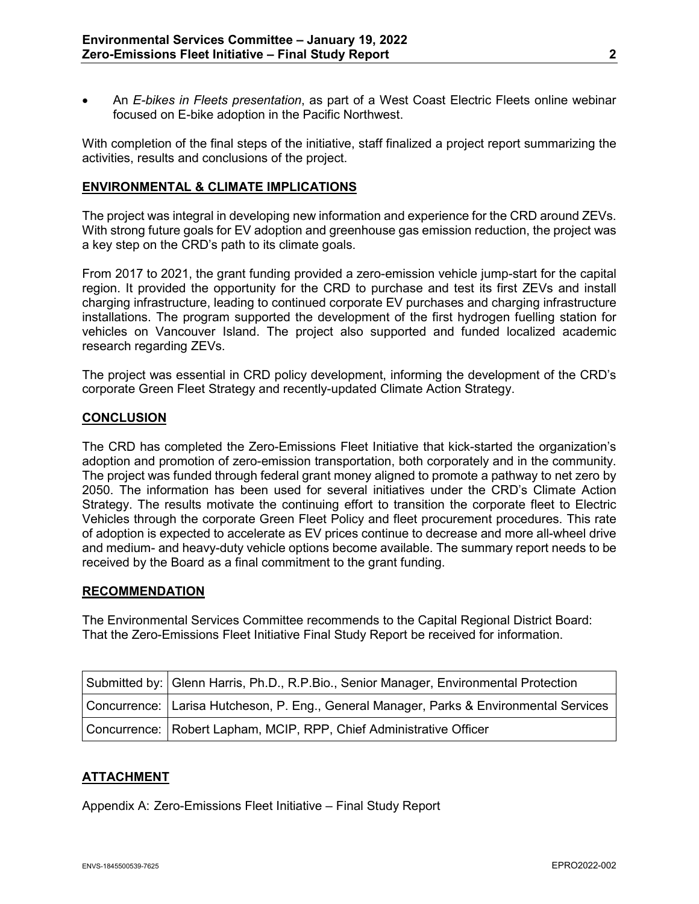- An *E-bikes in Fleets presentation*, as part of a West Coast Electric Fleets online webinar focused on E-bike adoption in the Pacific Northwest.

With completion of the final steps of the initiative, staff finalized a project report summarizing the activities, results and conclusions of the project.

## ENVIRONMENTAL & CLIMATE IMPLICATIONS

The project was integral in developing new information and experience for the CRD around ZEVs. With strong future goals for EV adoption and greenhouse gas emission reduction, the project was a key step on the CRD's path to its climate goals.

From 2017 to 2021, the grant funding provided a zero-emission vehicle jump-start for the capital region. It provided the opportunity for the CRD to purchase and test its first ZEVs and install charging infrastructure, leading to continued corporate EV purchases and charging infrastructure installations. The program supported the development of the first hydrogen fuelling station for vehicles on Vancouver Island. The project also supported and funded localized academic research regarding ZEVs.

The project was essential in CRD policy development, informing the development of the CRD's corporate Green Fleet Strategy and recently-updated Climate Action Strategy.

## CONCLUSION

The CRD has completed the Zero-Emissions Fleet Initiative that kick-started the organization's adoption and promotion of zero-emission transportation, both corporately and in the community. The project was funded through federal grant money aligned to promote a pathway to net zero by 2050. The information has been used for several initiatives under the CRD's Climate Action Strategy. The results motivate the continuing effort to transition the corporate fleet to Electric Vehicles through the corporate Green Fleet Policy and fleet procurement procedures. This rate of adoption is expected to accelerate as EV prices continue to decrease and more all-wheel drive and medium- and heavy-duty vehicle options become available. The summary report needs to be received by the Board as a final commitment to the grant funding.

## RECOMMENDATION

The Environmental Services Committee recommends to the Capital Regional District Board:
That the Zero-Emissions Fleet Initiative Final Study Report be received for information.

| | |
|---|---|
| Submitted by: | Glenn Harris, Ph.D., R.P.Bio., Senior Manager, Environmental Protection |
| Concurrence: | Larisa Hutcheson, P. Eng., General Manager, Parks & Environmental Services |
| Concurrence: | Robert Lapham, MCIP, RPP, Chief Administrative Officer |

## ATTACHMENT

Appendix A: Zero-Emissions Fleet Initiative – Final Study Report